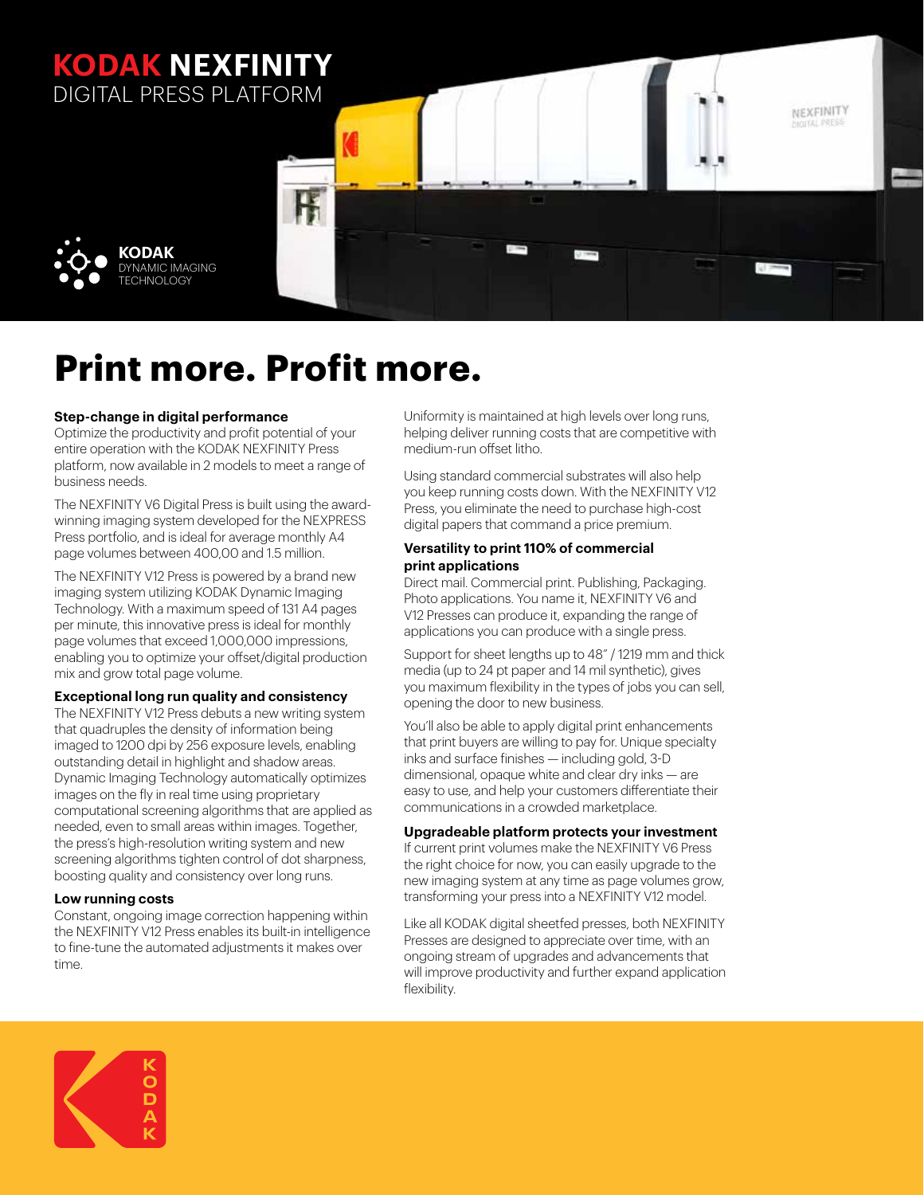# KODAK NEXFINITY
DIGITAL PRESS PLATFORM

KODAK
DYNAMIC IMAGING TECHNOLOGY

# Print more. Profit more.

### Step-change in digital performance

Optimize the productivity and profit potential of your entire operation with the KODAK NEXFINITY Press platform, now available in 2 models to meet a range of business needs.

The NEXFINITY V6 Digital Press is built using the award-winning imaging system developed for the NEXPRESS Press portfolio, and is ideal for average monthly A4 page volumes between 400,00 and 1.5 million.

The NEXFINITY V12 Press is powered by a brand new imaging system utilizing KODAK Dynamic Imaging Technology. With a maximum speed of 131 A4 pages per minute, this innovative press is ideal for monthly page volumes that exceed 1,000,000 impressions, enabling you to optimize your offset/digital production mix and grow total page volume.

### Exceptional long run quality and consistency

The NEXFINITY V12 Press debuts a new writing system that quadruples the density of information being imaged to 1200 dpi by 256 exposure levels, enabling outstanding detail in highlight and shadow areas. Dynamic Imaging Technology automatically optimizes images on the fly in real time using proprietary computational screening algorithms that are applied as needed, even to small areas within images. Together, the press's high-resolution writing system and new screening algorithms tighten control of dot sharpness, boosting quality and consistency over long runs.

### Low running costs

Constant, ongoing image correction happening within the NEXFINITY V12 Press enables its built-in intelligence to fine-tune the automated adjustments it makes over time.

Uniformity is maintained at high levels over long runs, helping deliver running costs that are competitive with medium-run offset litho.

Using standard commercial substrates will also help you keep running costs down. With the NEXFINITY V12 Press, you eliminate the need to purchase high-cost digital papers that command a price premium.

### Versatility to print 110% of commercial print applications

Direct mail. Commercial print. Publishing, Packaging. Photo applications. You name it, NEXFINITY V6 and V12 Presses can produce it, expanding the range of applications you can produce with a single press.

Support for sheet lengths up to 48" / 1219 mm and thick media (up to 24 pt paper and 14 mil synthetic), gives you maximum flexibility in the types of jobs you can sell, opening the door to new business.

You'll also be able to apply digital print enhancements that print buyers are willing to pay for. Unique specialty inks and surface finishes — including gold, 3-D dimensional, opaque white and clear dry inks — are easy to use, and help your customers differentiate their communications in a crowded marketplace.

### Upgradeable platform protects your investment

If current print volumes make the NEXFINITY V6 Press the right choice for now, you can easily upgrade to the new imaging system at any time as page volumes grow, transforming your press into a NEXFINITY V12 model.

Like all KODAK digital sheetfed presses, both NEXFINITY Presses are designed to appreciate over time, with an ongoing stream of upgrades and advancements that will improve productivity and further expand application flexibility.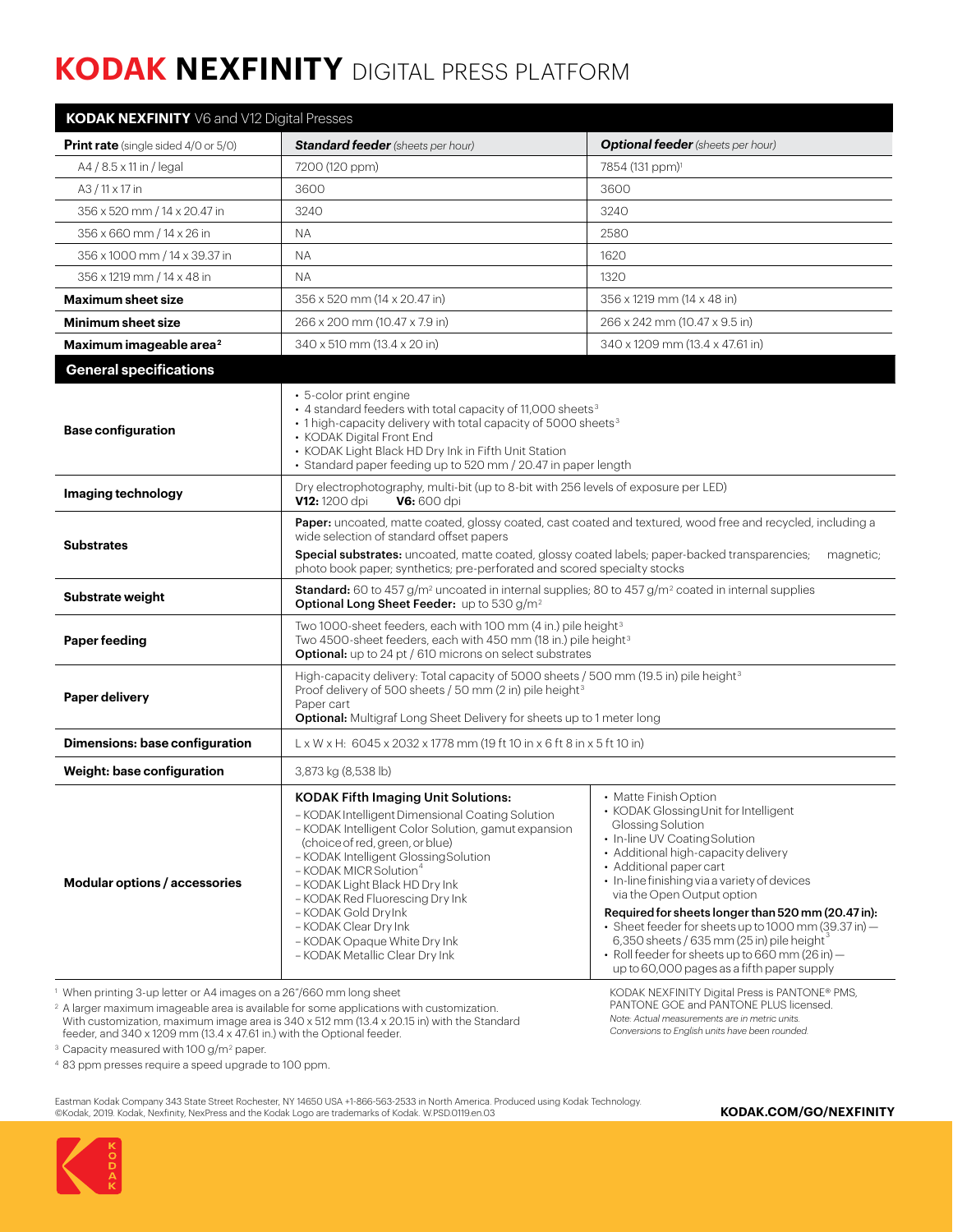# **KODAK NEXFINITY** DIGITAL PRESS PLATFORM

| **KODAK NEXFINITY** V6 and V12 Digital Presses | | |
|---|---|---|
| **Print rate** (single sided 4/0 or 5/0) | ***Standard feeder*** *(sheets per hour)* | ***Optional feeder*** *(sheets per hour)* |
| A4 / 8.5 x 11 in / legal | 7200 (120 ppm) | 7854 (131 ppm)[1] |
| A3 / 11 x 17 in | 3600 | 3600 |
| 356 x 520 mm / 14 x 20.47 in | 3240 | 3240 |
| 356 x 660 mm / 14 x 26 in | NA | 2580 |
| 356 x 1000 mm / 14 x 39.37 in | NA | 1620 |
| 356 x 1219 mm / 14 x 48 in | NA | 1320 |
| **Maximum sheet size** | 356 x 520 mm (14 x 20.47 in) | 356 x 1219 mm (14 x 48 in) |
| **Minimum sheet size** | 266 x 200 mm (10.47 x 7.9 in) | 266 x 242 mm (10.47 x 9.5 in) |
| **Maximum imageable area[2]** | 340 x 510 mm (13.4 x 20 in) | 340 x 1209 mm (13.4 x 47.61 in) |

## General specifications

| | |
|---|---|
| **Base configuration** | • 5-color print engine<br>• 4 standard feeders with total capacity of 11,000 sheets[3]<br>• 1 high-capacity delivery with total capacity of 5000 sheets[3]<br>• KODAK Digital Front End<br>• KODAK Light Black HD Dry Ink in Fifth Unit Station<br>• Standard paper feeding up to 520 mm / 20.47 in paper length |
| **Imaging technology** | Dry electrophotography, multi-bit (up to 8-bit with 256 levels of exposure per LED)<br>**V12:** 1200 dpi **V6:** 600 dpi |
| **Substrates** | **Paper:** uncoated, matte coated, glossy coated, cast coated and textured, wood free and recycled, including a wide selection of standard offset papers<br>**Special substrates:** uncoated, matte coated, glossy coated labels; paper-backed transparencies; magnetic; photo book paper; synthetics; pre-perforated and scored specialty stocks |
| **Substrate weight** | **Standard:** 60 to 457 g/m² uncoated in internal supplies; 80 to 457 g/m² coated in internal supplies<br>**Optional Long Sheet Feeder:** up to 530 g/m² |
| **Paper feeding** | Two 1000-sheet feeders, each with 100 mm (4 in.) pile height[3]<br>Two 4500-sheet feeders, each with 450 mm (18 in.) pile height[3]<br>**Optional:** up to 24 pt / 610 microns on select substrates |
| **Paper delivery** | High-capacity delivery: Total capacity of 5000 sheets / 500 mm (19.5 in) pile height[3]<br>Proof delivery of 500 sheets / 50 mm (2 in) pile height[3]<br>Paper cart<br>**Optional:** Multigraf Long Sheet Delivery for sheets up to 1 meter long |
| **Dimensions: base configuration** | L x W x H: 6045 x 2032 x 1778 mm (19 ft 10 in x 6 ft 8 in x 5 ft 10 in) |
| **Weight: base configuration** | 3,873 kg (8,538 lb) |
| **Modular options / accessories** | **KODAK Fifth Imaging Unit Solutions:**<br>– KODAK Intelligent Dimensional Coating Solution<br>– KODAK Intelligent Color Solution, gamut expansion (choice of red, green, or blue)<br>– KODAK Intelligent Glossing Solution<br>– KODAK MICR Solution[4]<br>– KODAK Light Black HD Dry Ink<br>– KODAK Red Fluorescing Dry Ink<br>– KODAK Gold Dry Ink<br>– KODAK Clear Dry Ink<br>– KODAK Opaque White Dry Ink<br>– KODAK Metallic Clear Dry Ink<br>• Matte Finish Option<br>• KODAK Glossing Unit for Intelligent Glossing Solution<br>• In-line UV Coating Solution<br>• Additional high-capacity delivery<br>• Additional paper cart<br>• In-line finishing via a variety of devices via the Open Output option<br>**Required for sheets longer than 520 mm (20.47 in):**<br>• Sheet feeder for sheets up to 1000 mm (39.37 in) — 6,350 sheets / 635 mm (25 in) pile height[3]<br>• Roll feeder for sheets up to 660 mm (26 in) — up to 60,000 pages as a fifth paper supply |

[1] When printing 3-up letter or A4 images on a 26"/660 mm long sheet

[2] A larger maximum imageable area is available for some applications with customization. With customization, maximum image area is 340 x 512 mm (13.4 x 20.15 in) with the Standard feeder, and 340 x 1209 mm (13.4 x 47.61 in.) with the Optional feeder.

[3] Capacity measured with 100 g/m² paper.

[4] 83 ppm presses require a speed upgrade to 100 ppm.

KODAK NEXFINITY Digital Press is PANTONE® PMS, PANTONE GOE and PANTONE PLUS licensed.

*Note: Actual measurements are in metric units. Conversions to English units have been rounded.*

Eastman Kodak Company 343 State Street Rochester, NY 14650 USA +1-866-563-2533 in North America. Produced using Kodak Technology.
©Kodak, 2019. Kodak, Nexfinity, NexPress and the Kodak Logo are trademarks of Kodak. W.PSD.0119.en.03

**KODAK.COM/GO/NEXFINITY**